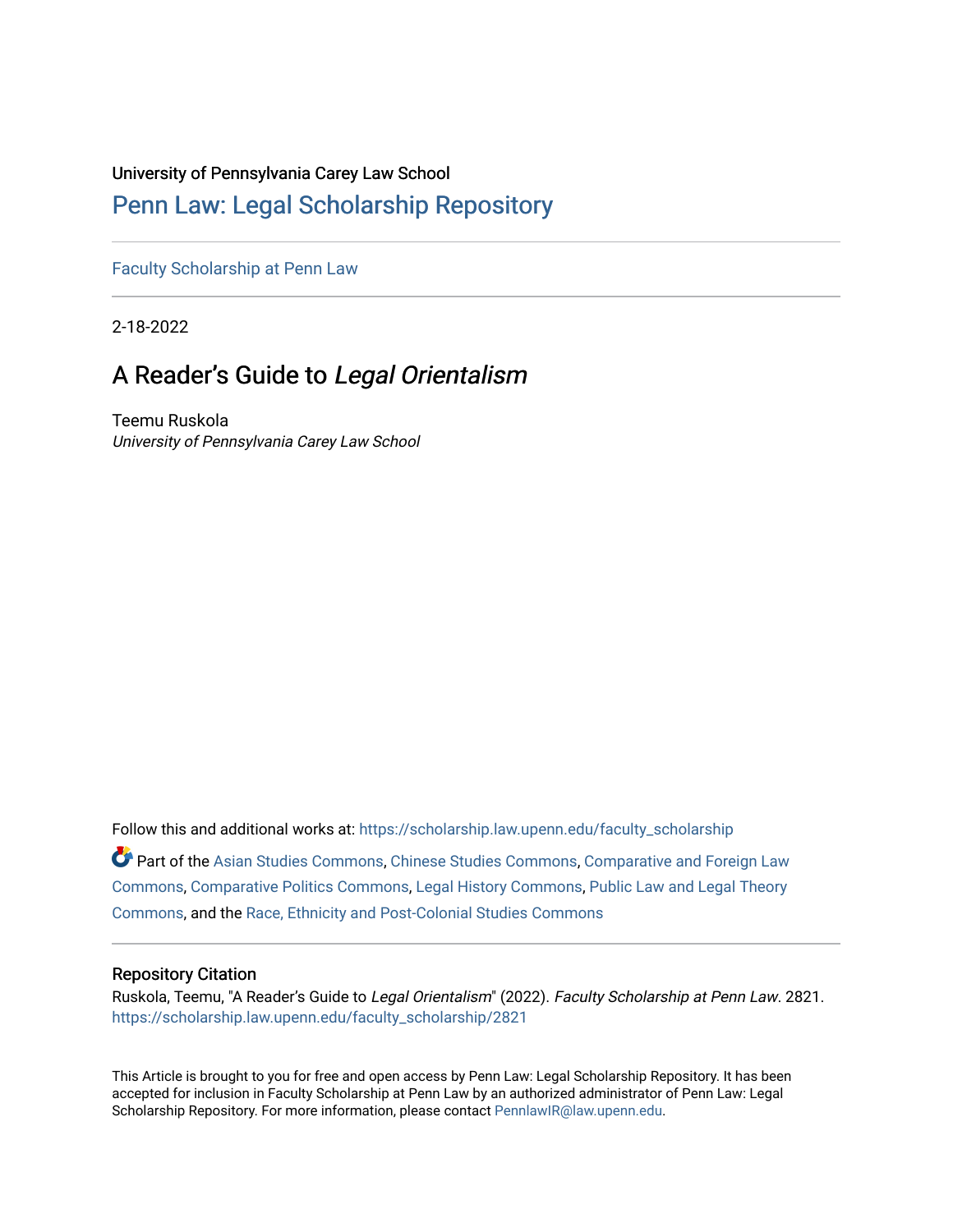University of Pennsylvania Carey Law School

# Penn Law: Legal Scholarship Repository

Faculty Scholarship at Penn Law

2-18-2022

## A Reader's Guide to *Legal Orientalism*

Teemu Ruskola
*University of Pennsylvania Carey Law School*

Follow this and additional works at: https://scholarship.law.upenn.edu/faculty_scholarship

Part of the Asian Studies Commons, Chinese Studies Commons, Comparative and Foreign Law Commons, Comparative Politics Commons, Legal History Commons, Public Law and Legal Theory Commons, and the Race, Ethnicity and Post-Colonial Studies Commons

### Repository Citation

Ruskola, Teemu, "A Reader's Guide to *Legal Orientalism*" (2022). *Faculty Scholarship at Penn Law*. 2821.
https://scholarship.law.upenn.edu/faculty_scholarship/2821

This Article is brought to you for free and open access by Penn Law: Legal Scholarship Repository. It has been accepted for inclusion in Faculty Scholarship at Penn Law by an authorized administrator of Penn Law: Legal Scholarship Repository. For more information, please contact PennlawIR@law.upenn.edu.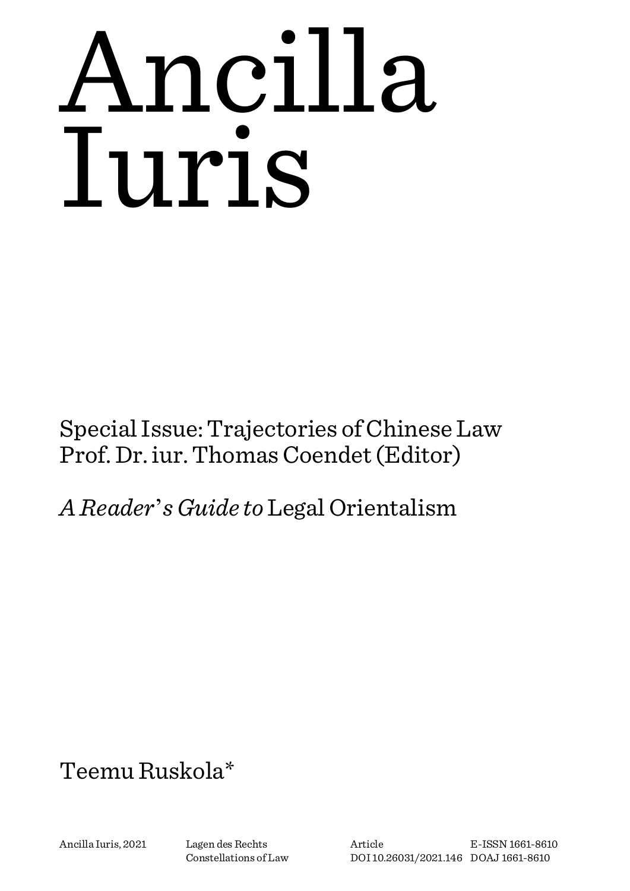# Ancilla Iuris

Special Issue: Trajectories of Chinese Law
Prof. Dr. iur. Thomas Coendet (Editor)

*A Reader's Guide to* Legal Orientalism

Teemu Ruskola*

Ancilla Iuris, 2021

Lagen des Rechts
Constellations of Law

Article
DOI 10.26031/2021.146

E-ISSN 1661-8610
DOAJ 1661-8610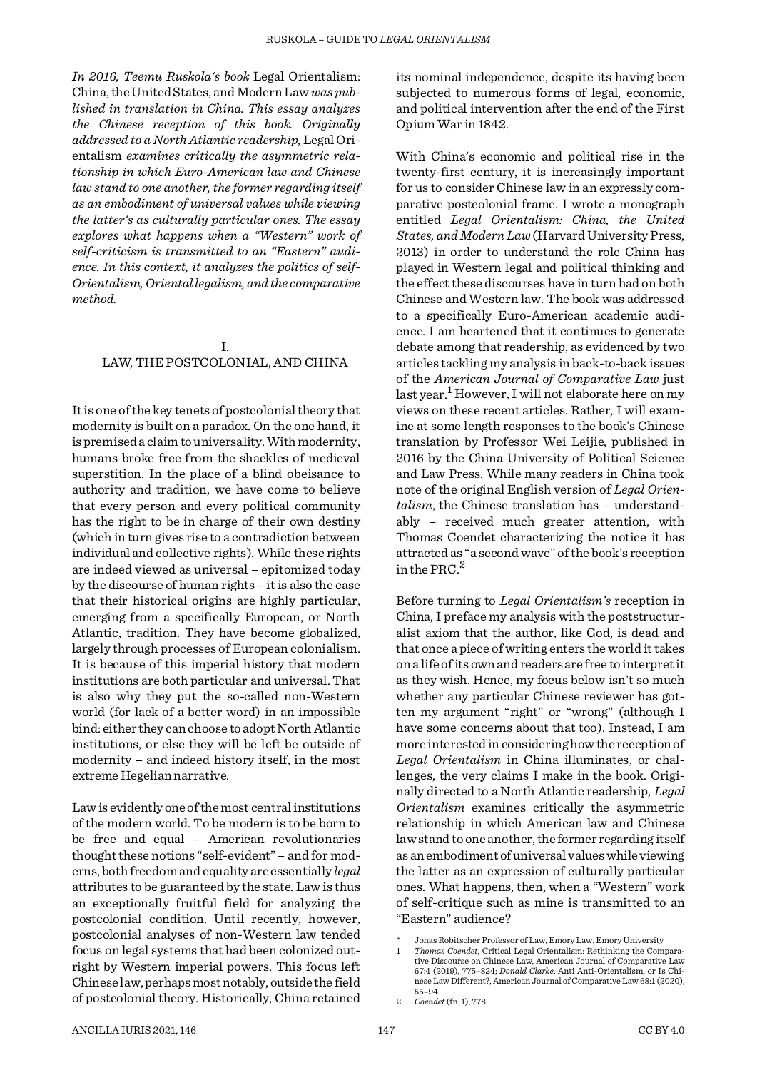*In 2016, Teemu Ruskola's book* Legal Orientalism: China, the United States, and Modern Law *was published in translation in China. This essay analyzes the Chinese reception of this book. Originally addressed to a North Atlantic readership,* Legal Orientalism *examines critically the asymmetric relationship in which Euro-American law and Chinese law stand to one another, the former regarding itself as an embodiment of universal values while viewing the latter's as culturally particular ones. The essay explores what happens when a "Western" work of self-criticism is transmitted to an "Eastern" audience. In this context, it analyzes the politics of self-Orientalism, Oriental legalism, and the comparative method.*

## I. LAW, THE POSTCOLONIAL, AND CHINA

It is one of the key tenets of postcolonial theory that modernity is built on a paradox. On the one hand, it is premised a claim to universality. With modernity, humans broke free from the shackles of medieval superstition. In the place of a blind obeisance to authority and tradition, we have come to believe that every person and every political community has the right to be in charge of their own destiny (which in turn gives rise to a contradiction between individual and collective rights). While these rights are indeed viewed as universal – epitomized today by the discourse of human rights – it is also the case that their historical origins are highly particular, emerging from a specifically European, or North Atlantic, tradition. They have become globalized, largely through processes of European colonialism. It is because of this imperial history that modern institutions are both particular and universal. That is also why they put the so-called non-Western world (for lack of a better word) in an impossible bind: either they can choose to adopt North Atlantic institutions, or else they will be left be outside of modernity – and indeed history itself, in the most extreme Hegelian narrative.

Law is evidently one of the most central institutions of the modern world. To be modern is to be born to be free and equal – American revolutionaries thought these notions "self-evident" – and for moderns, both freedom and equality are essentially *legal* attributes to be guaranteed by the state. Law is thus an exceptionally fruitful field for analyzing the postcolonial condition. Until recently, however, postcolonial analyses of non-Western law tended focus on legal systems that had been colonized outright by Western imperial powers. This focus left Chinese law, perhaps most notably, outside the field of postcolonial theory. Historically, China retained its nominal independence, despite its having been subjected to numerous forms of legal, economic, and political intervention after the end of the First Opium War in 1842.

With China's economic and political rise in the twenty-first century, it is increasingly important for us to consider Chinese law in an expressly comparative postcolonial frame. I wrote a monograph entitled *Legal Orientalism: China, the United States, and Modern Law* (Harvard University Press, 2013) in order to understand the role China has played in Western legal and political thinking and the effect these discourses have in turn had on both Chinese and Western law. The book was addressed to a specifically Euro-American academic audience. I am heartened that it continues to generate debate among that readership, as evidenced by two articles tackling my analysis in back-to-back issues of the *American Journal of Comparative Law* just last year.[1] However, I will not elaborate here on my views on these recent articles. Rather, I will examine at some length responses to the book's Chinese translation by Professor Wei Leijie, published in 2016 by the China University of Political Science and Law Press. While many readers in China took note of the original English version of *Legal Orientalism*, the Chinese translation has – understandably – received much greater attention, with Thomas Coendet characterizing the notice it has attracted as "a second wave" of the book's reception in the PRC.[2]

Before turning to *Legal Orientalism's* reception in China, I preface my analysis with the poststructuralist axiom that the author, like God, is dead and that once a piece of writing enters the world it takes on a life of its own and readers are free to interpret it as they wish. Hence, my focus below isn't so much whether any particular Chinese reviewer has gotten my argument "right" or "wrong" (although I have some concerns about that too). Instead, I am more interested in considering how the reception of *Legal Orientalism* in China illuminates, or challenges, the very claims I make in the book. Originally directed to a North Atlantic readership, *Legal Orientalism* examines critically the asymmetric relationship in which American law and Chinese law stand to one another, the former regarding itself as an embodiment of universal values while viewing the latter as an expression of culturally particular ones. What happens, then, when a "Western" work of self-critique such as mine is transmitted to an "Eastern" audience?

---

\* Jonas Robitscher Professor of Law, Emory Law, Emory University

1 *Thomas Coendet*, Critical Legal Orientalism: Rethinking the Comparative Discourse on Chinese Law, American Journal of Comparative Law 67:4 (2019), 775–824; *Donald Clarke*, Anti Anti-Orientalism, or Is Chinese Law Different?, American Journal of Comparative Law 68:1 (2020), 55–94.

2 *Coendet* (fn. 1), 778.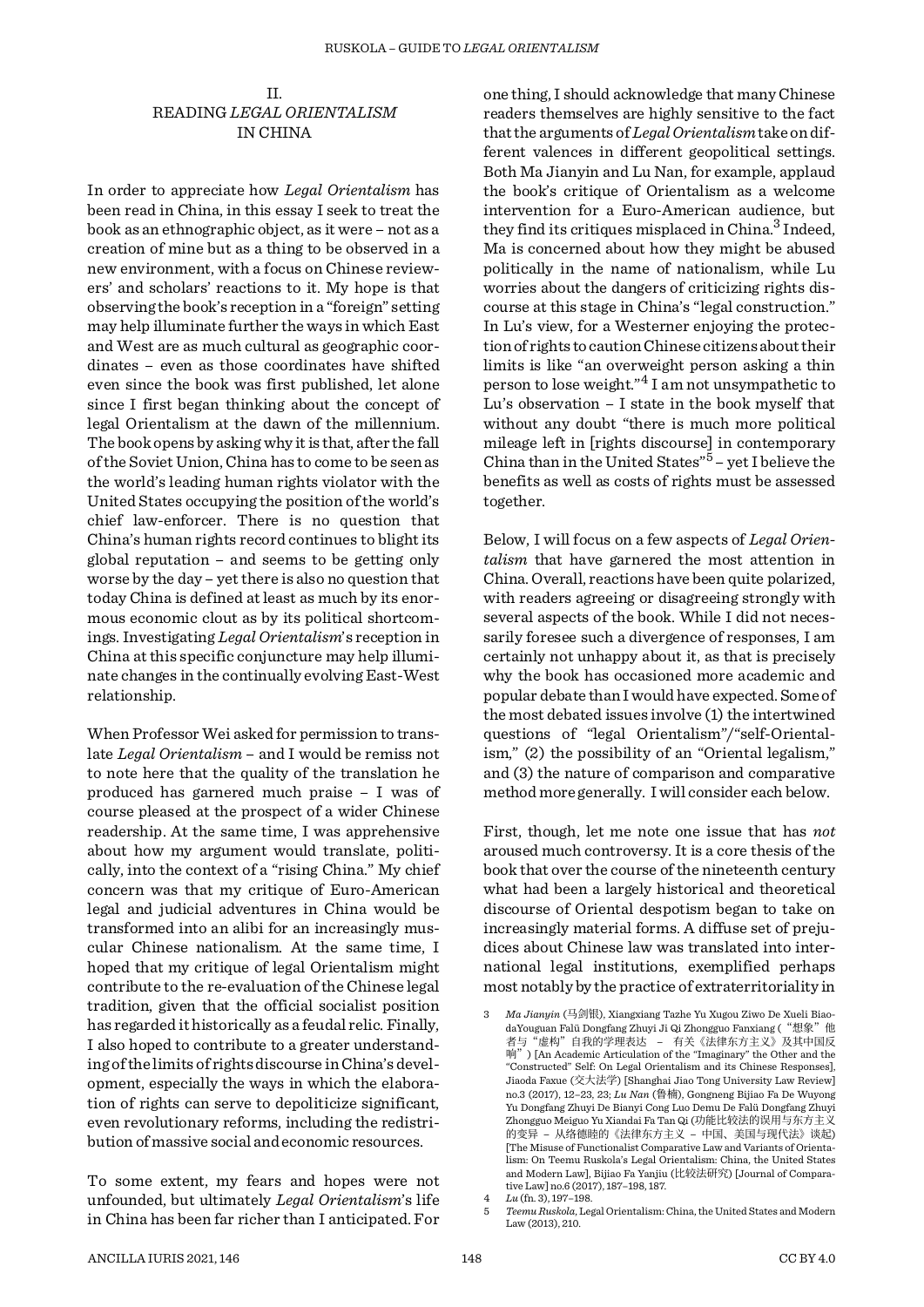## II. READING *LEGAL ORIENTALISM* IN CHINA

In order to appreciate how *Legal Orientalism* has been read in China, in this essay I seek to treat the book as an ethnographic object, as it were – not as a creation of mine but as a thing to be observed in a new environment, with a focus on Chinese reviewers' and scholars' reactions to it. My hope is that observing the book's reception in a "foreign" setting may help illuminate further the ways in which East and West are as much cultural as geographic coordinates – even as those coordinates have shifted even since the book was first published, let alone since I first began thinking about the concept of legal Orientalism at the dawn of the millennium. The book opens by asking why it is that, after the fall of the Soviet Union, China has to come to be seen as the world's leading human rights violator with the United States occupying the position of the world's chief law-enforcer. There is no question that China's human rights record continues to blight its global reputation – and seems to be getting only worse by the day – yet there is also no question that today China is defined at least as much by its enormous economic clout as by its political shortcomings. Investigating *Legal Orientalism*'s reception in China at this specific conjuncture may help illuminate changes in the continually evolving East-West relationship.

When Professor Wei asked for permission to translate *Legal Orientalism* – and I would be remiss not to note here that the quality of the translation he produced has garnered much praise – I was of course pleased at the prospect of a wider Chinese readership. At the same time, I was apprehensive about how my argument would translate, politically, into the context of a "rising China." My chief concern was that my critique of Euro-American legal and judicial adventures in China would be transformed into an alibi for an increasingly muscular Chinese nationalism. At the same time, I hoped that my critique of legal Orientalism might contribute to the re-evaluation of the Chinese legal tradition, given that the official socialist position has regarded it historically as a feudal relic. Finally, I also hoped to contribute to a greater understanding of the limits of rights discourse in China's development, especially the ways in which the elaboration of rights can serve to depoliticize significant, even revolutionary reforms, including the redistribution of massive social and economic resources.

To some extent, my fears and hopes were not unfounded, but ultimately *Legal Orientalism*'s life in China has been far richer than I anticipated. For one thing, I should acknowledge that many Chinese readers themselves are highly sensitive to the fact that the arguments of *Legal Orientalism* take on different valences in different geopolitical settings. Both Ma Jianyin and Lu Nan, for example, applaud the book's critique of Orientalism as a welcome intervention for a Euro-American audience, but they find its critiques misplaced in China.[3] Indeed, Ma is concerned about how they might be abused politically in the name of nationalism, while Lu worries about the dangers of criticizing rights discourse at this stage in China's "legal construction." In Lu's view, for a Westerner enjoying the protection of rights to caution Chinese citizens about their limits is like "an overweight person asking a thin person to lose weight."[4] I am not unsympathetic to Lu's observation – I state in the book myself that without any doubt "there is much more political mileage left in [rights discourse] in contemporary China than in the United States"[5] – yet I believe the benefits as well as costs of rights must be assessed together.

Below, I will focus on a few aspects of *Legal Orientalism* that have garnered the most attention in China. Overall, reactions have been quite polarized, with readers agreeing or disagreeing strongly with several aspects of the book. While I did not necessarily foresee such a divergence of responses, I am certainly not unhappy about it, as that is precisely why the book has occasioned more academic and popular debate than I would have expected. Some of the most debated issues involve (1) the intertwined questions of "legal Orientalism"/"self-Orientalism," (2) the possibility of an "Oriental legalism," and (3) the nature of comparison and comparative method more generally. I will consider each below.

First, though, let me note one issue that has *not* aroused much controversy. It is a core thesis of the book that over the course of the nineteenth century what had been a largely historical and theoretical discourse of Oriental despotism began to take on increasingly material forms. A diffuse set of prejudices about Chinese law was translated into international legal institutions, exemplified perhaps most notably by the practice of extraterritoriality in

---

3 *Ma Jianyin* (马剑银), Xiangxiang Tazhe Yu Xugou Ziwo De Xueli BiaodaYouguan Falü Dongfang Zhuyi Ji Qi Zhongguo Fanxiang ("想象"他者与"虚构"自我的学理表达 – 有关《法律东方主义》及其中国反响") [An Academic Articulation of the "Imaginary" the Other and the "Constructed" Self: On Legal Orientalism and its Chinese Responses], Jiaoda Faxue (交大法学) [Shanghai Jiao Tong University Law Review] no.3 (2017), 12–23, 23; *Lu Nan* (鲁楠), Gongneng Bijiao Fa De Wuyong Yu Dongfang Zhuyi De Bianyi Cong Luo Demu De Falü Dongfang Zhuyi Zhongguo Meiguo Yu Xiandai Fa Tan Qi (功能比较法的误用与东方主义的变异 – 从络德睦的《法律东方主义 – 中国、美国与现代法》谈起) [The Misuse of Functionalist Comparative Law and Variants of Orientalism: On Teemu Ruskola's Legal Orientalism: China, the United States and Modern Law], Bijiao Fa Yanjiu (比较法研究) [Journal of Comparative Law] no.6 (2017), 187–198, 187.

4 *Lu* (fn. 3), 197–198.

5 *Teemu Ruskola*, Legal Orientalism: China, the United States and Modern Law (2013), 210.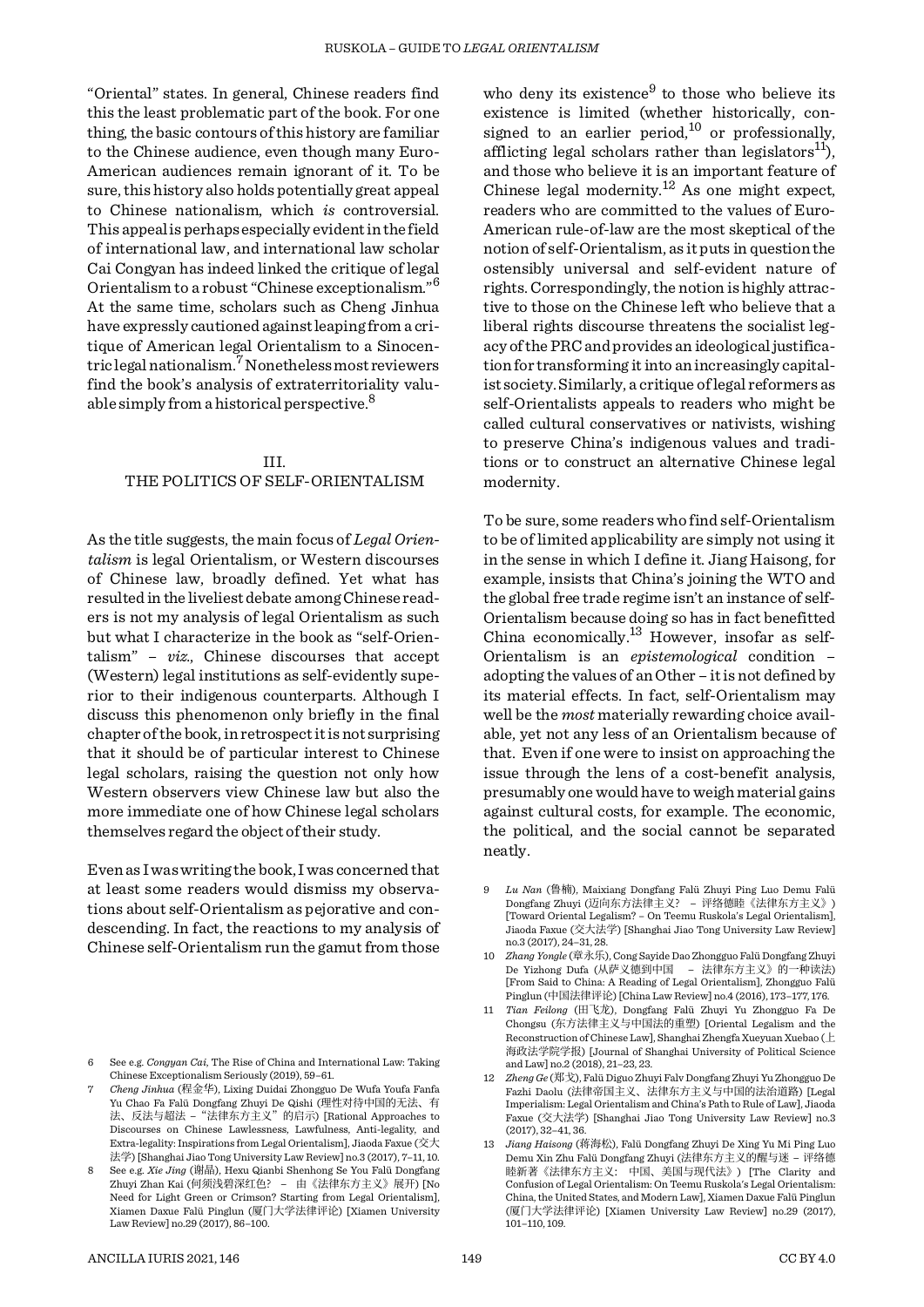"Oriental" states. In general, Chinese readers find this the least problematic part of the book. For one thing, the basic contours of this history are familiar to the Chinese audience, even though many Euro-American audiences remain ignorant of it. To be sure, this history also holds potentially great appeal to Chinese nationalism, which *is* controversial. This appeal is perhaps especially evident in the field of international law, and international law scholar Cai Congyan has indeed linked the critique of legal Orientalism to a robust "Chinese exceptionalism."[6] At the same time, scholars such as Cheng Jinhua have expressly cautioned against leaping from a critique of American legal Orientalism to a Sinocentric legal nationalism.[7] Nonetheless most reviewers find the book's analysis of extraterritoriality valuable simply from a historical perspective.[8]

## III. THE POLITICS OF SELF-ORIENTALISM

As the title suggests, the main focus of *Legal Orientalism* is legal Orientalism, or Western discourses of Chinese law, broadly defined. Yet what has resulted in the liveliest debate among Chinese readers is not my analysis of legal Orientalism as such but what I characterize in the book as "self-Orientalism" – *viz.*, Chinese discourses that accept (Western) legal institutions as self-evidently superior to their indigenous counterparts. Although I discuss this phenomenon only briefly in the final chapter of the book, in retrospect it is not surprising that it should be of particular interest to Chinese legal scholars, raising the question not only how Western observers view Chinese law but also the more immediate one of how Chinese legal scholars themselves regard the object of their study.

Even as I was writing the book, I was concerned that at least some readers would dismiss my observations about self-Orientalism as pejorative and condescending. In fact, the reactions to my analysis of Chinese self-Orientalism run the gamut from those who deny its existence[9] to those who believe its existence is limited (whether historically, consigned to an earlier period,[10] or professionally, afflicting legal scholars rather than legislators[11]), and those who believe it is an important feature of Chinese legal modernity.[12] As one might expect, readers who are committed to the values of Euro-American rule-of-law are the most skeptical of the notion of self-Orientalism, as it puts in question the ostensibly universal and self-evident nature of rights. Correspondingly, the notion is highly attractive to those on the Chinese left who believe that a liberal rights discourse threatens the socialist legacy of the PRC and provides an ideological justification for transforming it into an increasingly capitalist society. Similarly, a critique of legal reformers as self-Orientalists appeals to readers who might be called cultural conservatives or nativists, wishing to preserve China's indigenous values and traditions or to construct an alternative Chinese legal modernity.

To be sure, some readers who find self-Orientalism to be of limited applicability are simply not using it in the sense in which I define it. Jiang Haisong, for example, insists that China's joining the WTO and the global free trade regime isn't an instance of self-Orientalism because doing so has in fact benefitted China economically.[13] However, insofar as self-Orientalism is an *epistemological* condition – adopting the values of an Other – it is not defined by its material effects. In fact, self-Orientalism may well be the *most* materially rewarding choice available, yet not any less of an Orientalism because of that. Even if one were to insist on approaching the issue through the lens of a cost-benefit analysis, presumably one would have to weigh material gains against cultural costs, for example. The economic, the political, and the social cannot be separated neatly.

---

6 See e.g. *Congyan Cai*, The Rise of China and International Law: Taking Chinese Exceptionalism Seriously (2019), 59–61.

7 *Cheng Jinhua* (程金华), Lixing Duidai Zhongguo De Wufa Youfa Fanfa Yu Chao Fa Falü Dongfang Zhuyi De Qishi (理性对待中国的无法、有法、反法与超法 –"法律东方主义"的启示) [Rational Approaches to Discourses on Chinese Lawlessness, Lawfulness, Anti-legality, and Extra-legality: Inspirations from Legal Orientalism], Jiaoda Faxue (交大法学) [Shanghai Jiao Tong University Law Review] no.3 (2017), 7–11, 10.

8 See e.g. *Xie Jing* (谢晶), Hexu Qianbi Shenhong Se You Falü Dongfang Zhuyi Zhan Kai (何须浅碧深红色? – 由《法律东方主义》展开) [No Need for Light Green or Crimson? Starting from Legal Orientalism], Xiamen Daxue Falü Pinglun (厦门大学法律评论) [Xiamen University Law Review] no.29 (2017), 86–100.

9 *Lu Nan* (鲁楠), Maixiang Dongfang Falü Zhuyi Ping Luo Demu Falü Dongfang Zhuyi (迈向东方法律主义? – 评络德睦《法律东方主义》) [Toward Oriental Legalism? – On Teemu Ruskola's Legal Orientalism], Jiaoda Faxue (交大法学) [Shanghai Jiao Tong University Law Review] no.3 (2017), 24–31, 28.

10 *Zhang Yongle* (章永乐), Cong Sayide Dao Zhongguo Falü Dongfang Zhuyi De Yizhong Dufa (从萨义德到中国 – 法律东方主义》的一种读法) [From Said to China: A Reading of Legal Orientalism], Zhongguo Falü Pinglun (中国法律评论) [China Law Review] no.4 (2016), 173–177, 176.

11 *Tian Feilong* (田飞龙), Dongfang Falü Zhuyi Yu Zhongguo Fa De Chongsu (东方法律主义与中国法的重塑) [Oriental Legalism and the Reconstruction of Chinese Law], Shanghai Zhengfa Xueyuan Xuebao (上海政法学院学报) [Journal of Shanghai University of Political Science and Law] no.2 (2018), 21–23, 23.

12 *Zheng Ge* (郑戈), Falü Diguo Zhuyi Falv Dongfang Zhuyi Yu Zhongguo De Fazhi Daolu (法律帝国主义、法律东方主义与中国的法治道路) [Legal Imperialism: Legal Orientalism and China's Path to Rule of Law], Jiaoda Faxue (交大法学) [Shanghai Jiao Tong University Law Review] no.3 (2017), 32–41, 36.

13 *Jiang Haisong* (蒋海松), Falü Dongfang Zhuyi De Xing Yu Mi Ping Luo Demu Xin Zhu Falü Dongfang Zhuyi (法律东方主义的醒与迷 – 评络德睦新著《法律东方主义: 中国、美国与现代法》) [The Clarity and Confusion of Legal Orientalism: On Teemu Ruskola's Legal Orientalism: China, the United States, and Modern Law], Xiamen Daxue Falü Pinglun (厦门大学法律评论) [Xiamen University Law Review] no.29 (2017), 101–110, 109.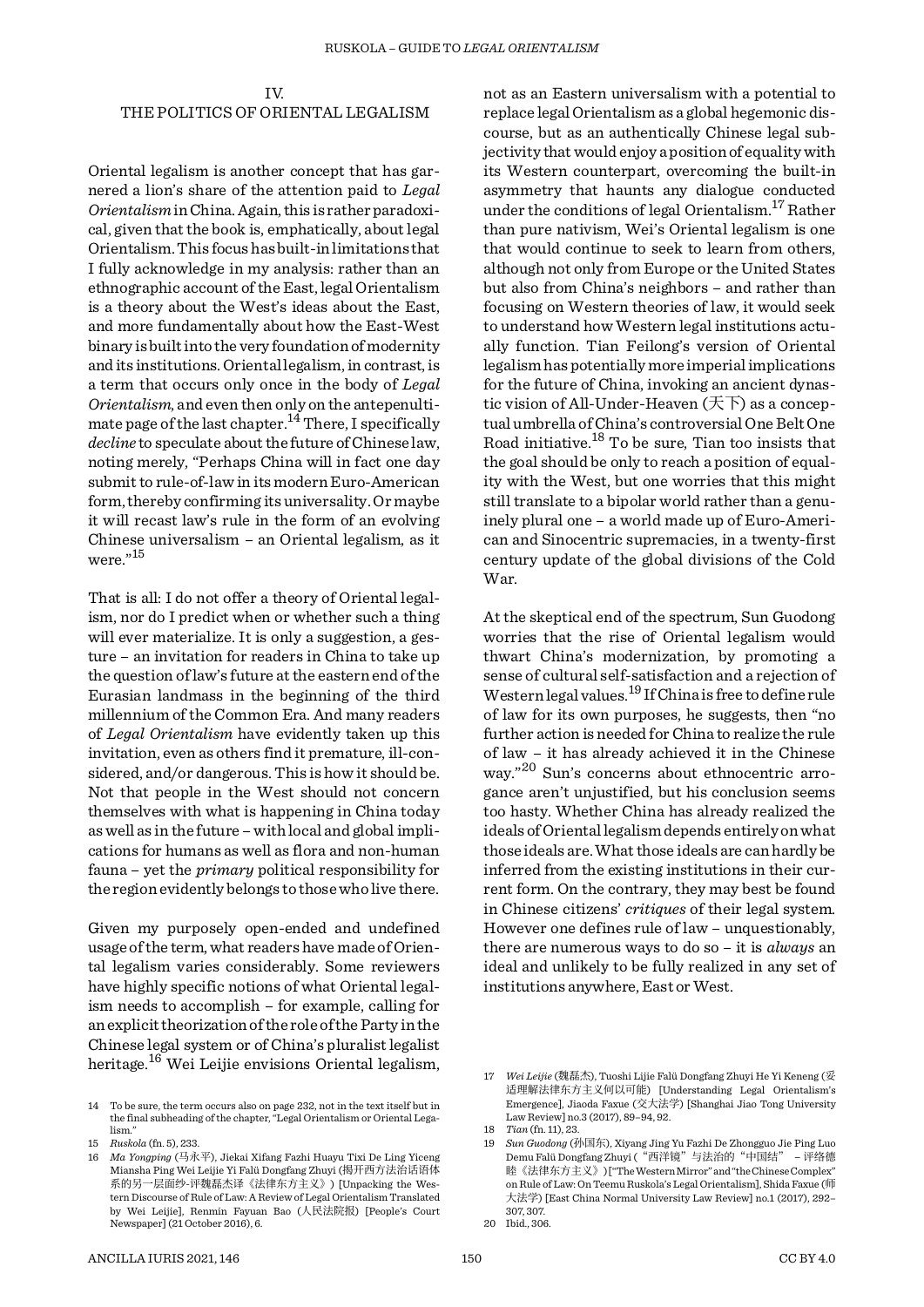## IV. THE POLITICS OF ORIENTAL LEGALISM

Oriental legalism is another concept that has garnered a lion's share of the attention paid to *Legal Orientalism* in China. Again, this is rather paradoxical, given that the book is, emphatically, about legal Orientalism. This focus has built-in limitations that I fully acknowledge in my analysis: rather than an ethnographic account of the East, legal Orientalism is a theory about the West's ideas about the East, and more fundamentally about how the East-West binary is built into the very foundation of modernity and its institutions. Oriental legalism, in contrast, is a term that occurs only once in the body of *Legal Orientalism*, and even then only on the antepenultimate page of the last chapter.[14] There, I specifically *decline* to speculate about the future of Chinese law, noting merely, "Perhaps China will in fact one day submit to rule-of-law in its modern Euro-American form, thereby confirming its universality. Or maybe it will recast law's rule in the form of an evolving Chinese universalism – an Oriental legalism, as it were."[15]

That is all: I do not offer a theory of Oriental legalism, nor do I predict when or whether such a thing will ever materialize. It is only a suggestion, a gesture – an invitation for readers in China to take up the question of law's future at the eastern end of the Eurasian landmass in the beginning of the third millennium of the Common Era. And many readers of *Legal Orientalism* have evidently taken up this invitation, even as others find it premature, ill-considered, and/or dangerous. This is how it should be. Not that people in the West should not concern themselves with what is happening in China today as well as in the future – with local and global implications for humans as well as flora and non-human fauna – yet the *primary* political responsibility for the region evidently belongs to those who live there.

Given my purposely open-ended and undefined usage of the term, what readers have made of Oriental legalism varies considerably. Some reviewers have highly specific notions of what Oriental legalism needs to accomplish – for example, calling for an explicit theorization of the role of the Party in the Chinese legal system or of China's pluralist legalist heritage.[16] Wei Leijie envisions Oriental legalism, not as an Eastern universalism with a potential to replace legal Orientalism as a global hegemonic discourse, but as an authentically Chinese legal subjectivity that would enjoy a position of equality with its Western counterpart, overcoming the built-in asymmetry that haunts any dialogue conducted under the conditions of legal Orientalism.[17] Rather than pure nativism, Wei's Oriental legalism is one that would continue to seek to learn from others, although not only from Europe or the United States but also from China's neighbors – and rather than focusing on Western theories of law, it would seek to understand how Western legal institutions actually function. Tian Feilong's version of Oriental legalism has potentially more imperial implications for the future of China, invoking an ancient dynastic vision of All-Under-Heaven (天下) as a conceptual umbrella of China's controversial One Belt One Road initiative.[18] To be sure, Tian too insists that the goal should be only to reach a position of equality with the West, but one worries that this might still translate to a bipolar world rather than a genuinely plural one – a world made up of Euro-American and Sinocentric supremacies, in a twenty-first century update of the global divisions of the Cold War.

At the skeptical end of the spectrum, Sun Guodong worries that the rise of Oriental legalism would thwart China's modernization, by promoting a sense of cultural self-satisfaction and a rejection of Western legal values.[19] If China is free to define rule of law for its own purposes, he suggests, then "no further action is needed for China to realize the rule of law – it has already achieved it in the Chinese way."[20] Sun's concerns about ethnocentric arrogance aren't unjustified, but his conclusion seems too hasty. Whether China has already realized the ideals of Oriental legalism depends entirely on what those ideals are. What those ideals are can hardly be inferred from the existing institutions in their current form. On the contrary, they may best be found in Chinese citizens' *critiques* of their legal system. However one defines rule of law – unquestionably, there are numerous ways to do so – it is *always* an ideal and unlikely to be fully realized in any set of institutions anywhere, East or West.

---

14 To be sure, the term occurs also on page 232, not in the text itself but in the final subheading of the chapter, "Legal Orientalism or Oriental Legalism."

15 *Ruskola* (fn. 5), 233.

16 *Ma Yongping* (马永平), Jiekai Xifang Fazhi Huayu Tixi De Ling Yiceng Miansha Ping Wei Leijie Yi Falü Dongfang Zhuyi (揭开西方法治话语体系的另一层面纱-评魏磊杰译《法律东方主义》) [Unpacking the Western Discourse of Rule of Law: A Review of Legal Orientalism Translated by Wei Leijie], Renmin Fayuan Bao (人民法院报) [People's Court Newspaper] (21 October 2016), 6.

17 *Wei Leijie* (魏磊杰), Tuoshi Lijie Falü Dongfang Zhuyi He Yi Keneng (妥适理解法律东方主义何以可能) [Understanding Legal Orientalism's Emergence], Jiaoda Faxue (交大法学) [Shanghai Jiao Tong University Law Review] no.3 (2017), 89–94, 92.

18 *Tian* (fn. 11), 23.

19 *Sun Guodong* (孙国东), Xiyang Jing Yu Fazhi De Zhongguo Jie Ping Luo Demu Falü Dongfang Zhuyi ("西洋镜"与法治的"中国结" – 评络德睦《法律东方主义》) ["The Western Mirror" and "the Chinese Complex" on Rule of Law: On Teemu Ruskola's Legal Orientalism], Shida Faxue (师大法学) [East China Normal University Law Review] no.1 (2017), 292–307, 307.

20 Ibid., 306.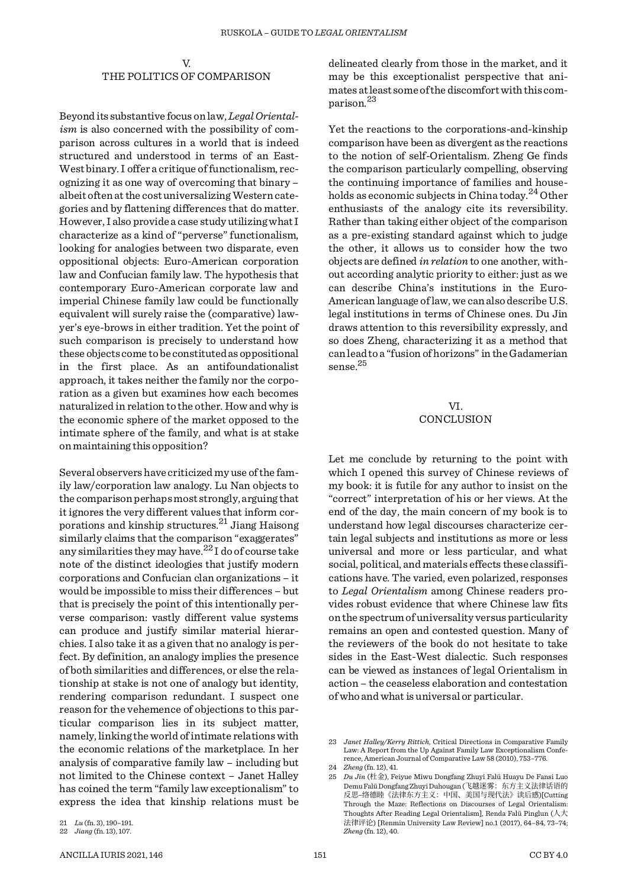## V. THE POLITICS OF COMPARISON

Beyond its substantive focus on law, *Legal Orientalism* is also concerned with the possibility of comparison across cultures in a world that is indeed structured and understood in terms of an East-West binary. I offer a critique of functionalism, recognizing it as one way of overcoming that binary – albeit often at the cost universalizing Western categories and by flattening differences that do matter. However, I also provide a case study utilizing what I characterize as a kind of "perverse" functionalism, looking for analogies between two disparate, even oppositional objects: Euro-American corporation law and Confucian family law. The hypothesis that contemporary Euro-American corporate law and imperial Chinese family law could be functionally equivalent will surely raise the (comparative) lawyer's eye-brows in either tradition. Yet the point of such comparison is precisely to understand how these objects come to be constituted as oppositional in the first place. As an antifoundationalist approach, it takes neither the family nor the corporation as a given but examines how each becomes naturalized in relation to the other. How and why is the economic sphere of the market opposed to the intimate sphere of the family, and what is at stake on maintaining this opposition?

Several observers have criticized my use of the family law/corporation law analogy. Lu Nan objects to the comparison perhaps most strongly, arguing that it ignores the very different values that inform corporations and kinship structures.[21] Jiang Haisong similarly claims that the comparison "exaggerates" any similarities they may have.[22] I do of course take note of the distinct ideologies that justify modern corporations and Confucian clan organizations – it would be impossible to miss their differences – but that is precisely the point of this intentionally perverse comparison: vastly different value systems can produce and justify similar material hierarchies. I also take it as a given that no analogy is perfect. By definition, an analogy implies the presence of both similarities and differences, or else the relationship at stake is not one of analogy but identity, rendering comparison redundant. I suspect one reason for the vehemence of objections to this particular comparison lies in its subject matter, namely, linking the world of intimate relations with the economic relations of the marketplace. In her analysis of comparative family law – including but not limited to the Chinese context – Janet Halley has coined the term "family law exceptionalism" to express the idea that kinship relations must be delineated clearly from those in the market, and it may be this exceptionalist perspective that animates at least some of the discomfort with this comparison.[23]

Yet the reactions to the corporations-and-kinship comparison have been as divergent as the reactions to the notion of self-Orientalism. Zheng Ge finds the comparison particularly compelling, observing the continuing importance of families and households as economic subjects in China today.[24] Other enthusiasts of the analogy cite its reversibility. Rather than taking either object of the comparison as a pre-existing standard against which to judge the other, it allows us to consider how the two objects are defined *in relation* to one another, without according analytic priority to either: just as we can describe China's institutions in the Euro-American language of law, we can also describe U.S. legal institutions in terms of Chinese ones. Du Jin draws attention to this reversibility expressly, and so does Zheng, characterizing it as a method that can lead to a "fusion of horizons" in the Gadamerian sense.[25]

## VI. CONCLUSION

Let me conclude by returning to the point with which I opened this survey of Chinese reviews of my book: it is futile for any author to insist on the "correct" interpretation of his or her views. At the end of the day, the main concern of my book is to understand how legal discourses characterize certain legal subjects and institutions as more or less universal and more or less particular, and what social, political, and materials effects these classifications have. The varied, even polarized, responses to *Legal Orientalism* among Chinese readers provides robust evidence that where Chinese law fits on the spectrum of universality versus particularity remains an open and contested question. Many of the reviewers of the book do not hesitate to take sides in the East-West dialectic. Such responses can be viewed as instances of legal Orientalism in action – the ceaseless elaboration and contestation of who and what is universal or particular.

---

21 *Lu* (fn. 3), 190–191.

22 *Jiang* (fn. 13), 107.

23 *Janet Halley/Kerry Rittich*, Critical Directions in Comparative Family Law: A Report from the Up Against Family Law Exceptionalism Conference, American Journal of Comparative Law 58 (2010), 753–776.

24 *Zheng* (fn. 12), 41.

25 *Du Jin* (杜金), Feiyue Miwu Dongfang Zhuyi Falü Huayu De Fansi Luo Demu Falü Dongfang Zhuyi Duhougan (飞越迷雾：东方主义法律话语的反思–络德睦《法律东方主义：中国、美国与现代法》读后感)[Cutting Through the Maze: Reflections on Discourses of Legal Orientalism: Thoughts After Reading Legal Orientalism], Renda Falü Pinglun (人大法律评论) [Renmin University Law Review] no.1 (2017), 64–84, 73–74; *Zheng* (fn. 12), 40.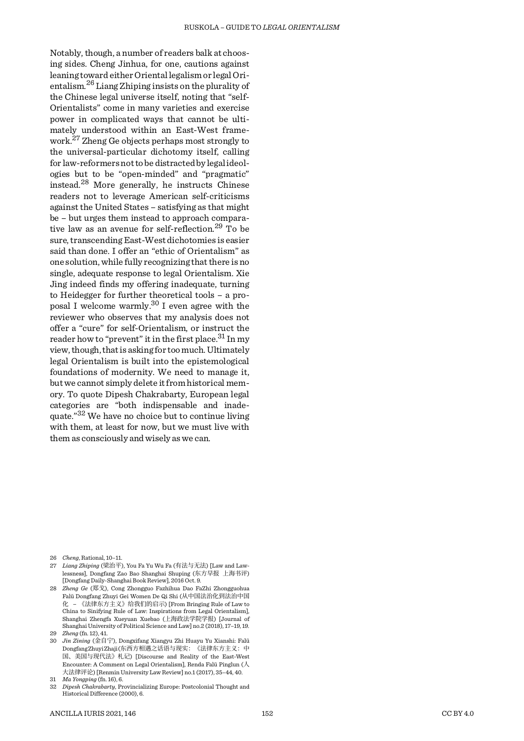Notably, though, a number of readers balk at choosing sides. Cheng Jinhua, for one, cautions against leaning toward either Oriental legalism or legal Orientalism.[26] Liang Zhiping insists on the plurality of the Chinese legal universe itself, noting that "self-Orientalists" come in many varieties and exercise power in complicated ways that cannot be ultimately understood within an East-West framework.[27] Zheng Ge objects perhaps most strongly to the universal-particular dichotomy itself, calling for law-reformers not to be distracted by legal ideologies but to be "open-minded" and "pragmatic" instead.[28] More generally, he instructs Chinese readers not to leverage American self-criticisms against the United States – satisfying as that might be – but urges them instead to approach comparative law as an avenue for self-reflection.[29] To be sure, transcending East-West dichotomies is easier said than done. I offer an "ethic of Orientalism" as one solution, while fully recognizing that there is no single, adequate response to legal Orientalism. Xie Jing indeed finds my offering inadequate, turning to Heidegger for further theoretical tools – a proposal I welcome warmly.[30] I even agree with the reviewer who observes that my analysis does not offer a "cure" for self-Orientalism, or instruct the reader how to "prevent" it in the first place.[31] In my view, though, that is asking for too much. Ultimately legal Orientalism is built into the epistemological foundations of modernity. We need to manage it, but we cannot simply delete it from historical memory. To quote Dipesh Chakrabarty, European legal categories are "both indispensable and inadequate."[32] We have no choice but to continue living with them, at least for now, but we must live with them as consciously and wisely as we can.

26 *Cheng*, Rational, 10–11.

27 *Liang Zhiping* (梁治平), You Fa Yu Wu Fa (有法与无法) [Law and Lawlessness], Dongfang Zao Bao Shanghai Shuping (东方早报 上海书评) [Dongfang Daily-Shanghai Book Review], 2016 Oct. 9.

28 *Zheng Ge* (郑戈), Cong Zhongguo Fazhihua Dao FaZhi Zhongguohua Falü Dongfang Zhuyi Gei Women De Qi Shi (从中国法治化到法治中国化 – 《法律东方主义》给我们的启示) [From Bringing Rule of Law to China to Sinifying Rule of Law: Inspirations from Legal Orientalism], Shanghai Zhengfa Xueyuan Xuebao (上海政法学院学报) [Journal of Shanghai University of Political Science and Law] no.2 (2018), 17–19, 19.

29 *Zheng* (fn. 12), 41.

30 *Jin Zining* (金自宁), Dongxifang Xiangyu Zhi Huayu Yu Xianshi: Falü Dongfang Zhuyi Zhaji (东西方相遇之话语与现实：《法律东方主义：中国、美国与现代法》札记) [Discourse and Reality of the East-West Encounter: A Comment on Legal Orientalism], Renda Falü Pinglun (人大法律评论) [Renmin University Law Review] no.1 (2017), 35–44, 40.

31 *Ma Yongping* (fn. 16), 6.

32 *Dipesh Chakrabarty*, Provincializing Europe: Postcolonial Thought and Historical Difference (2000), 6.